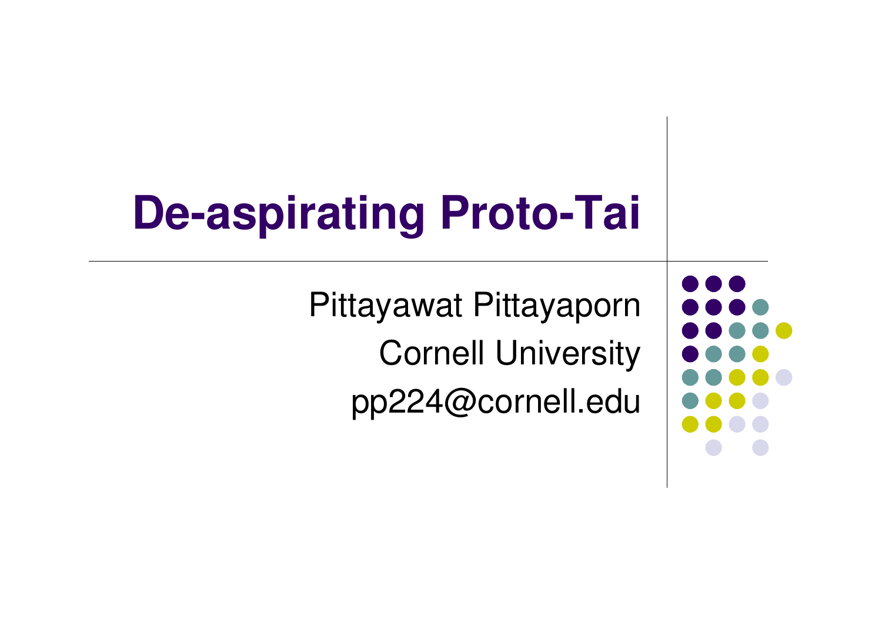# De-aspirating Proto-Tai

Pittayawat Pittayaporn

Cornell University

pp224@cornell.edu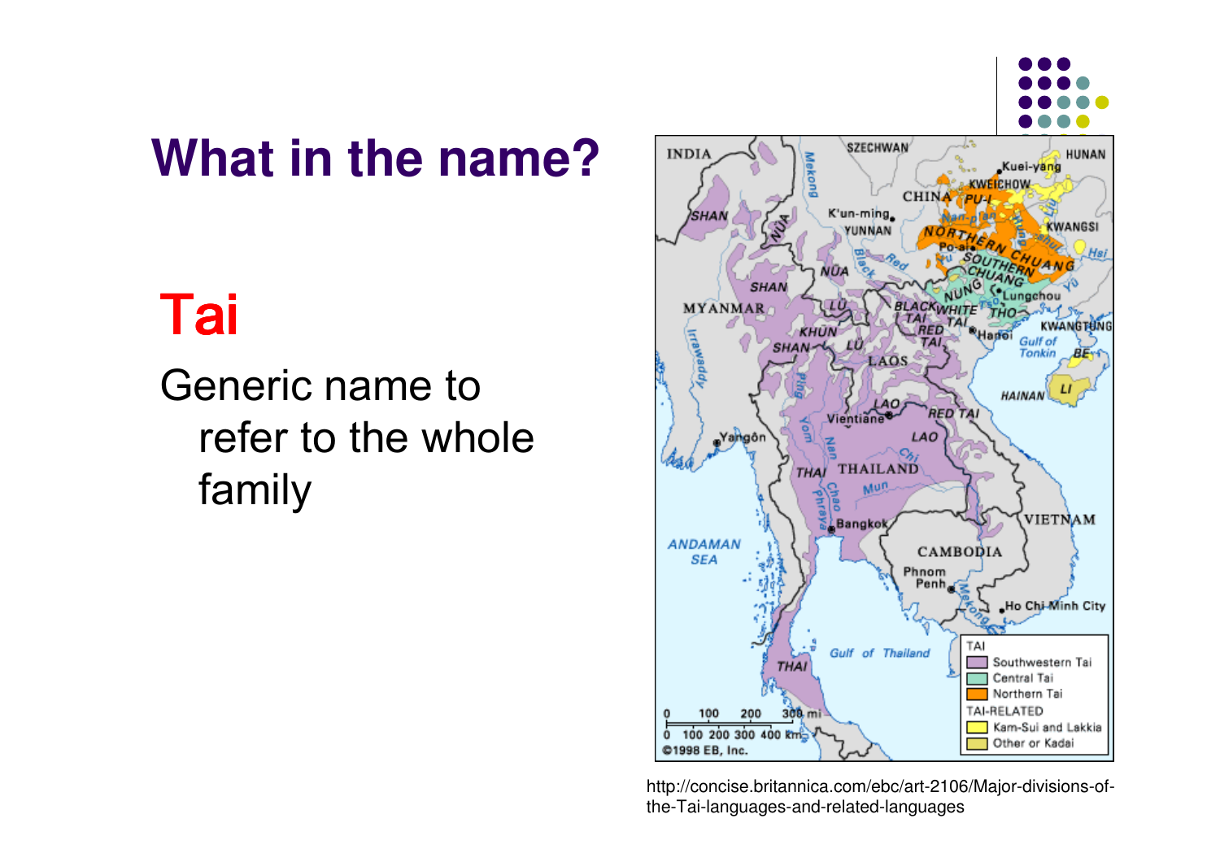# What in the name?

## Tai

Generic name to refer to the whole family

http://concise.britannica.com/ebc/art-2106/Major-divisions-of-the-Tai-languages-and-related-languages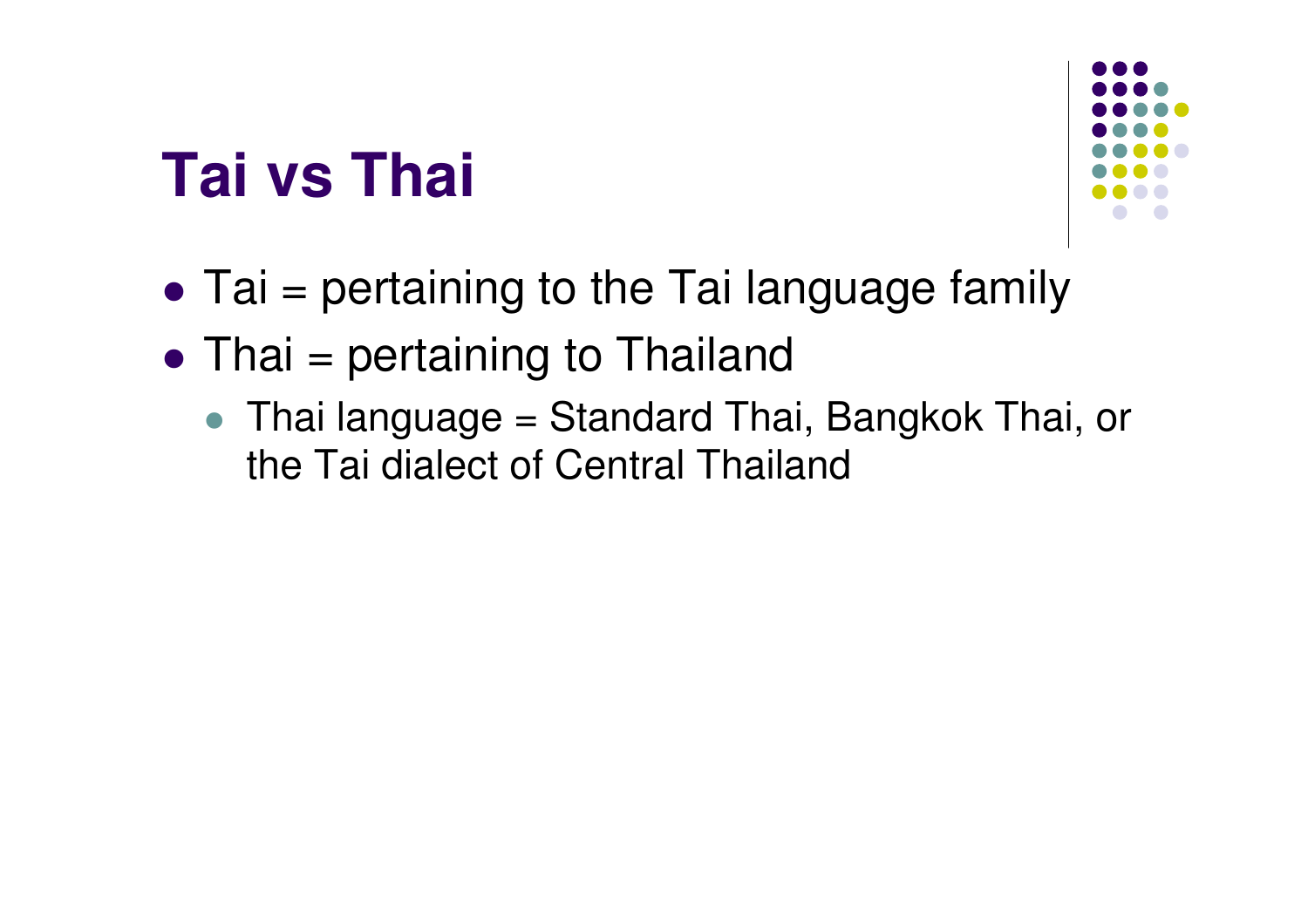# Tai vs Thai

- Tai = pertaining to the Tai language family
- Thai = pertaining to Thailand
  - Thai language = Standard Thai, Bangkok Thai, or the Tai dialect of Central Thailand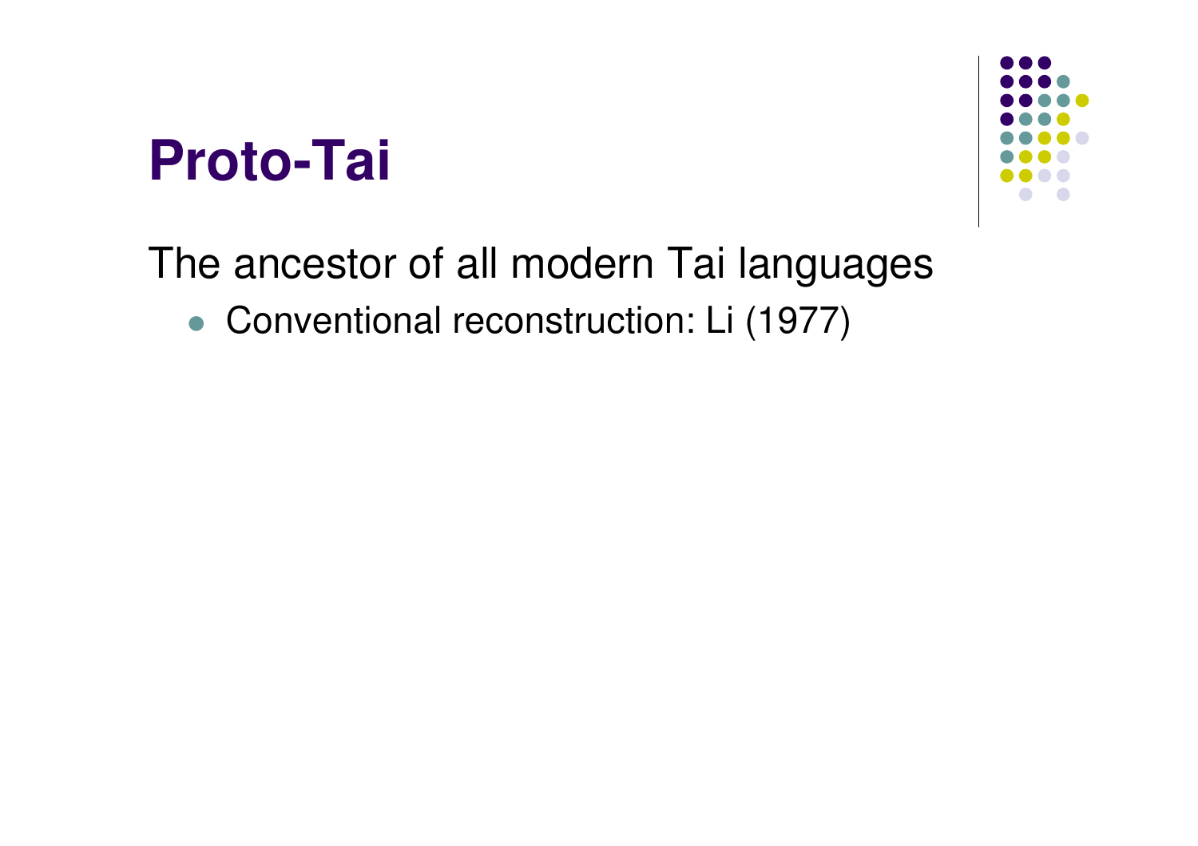# Proto-Tai

The ancestor of all modern Tai languages

- Conventional reconstruction: Li (1977)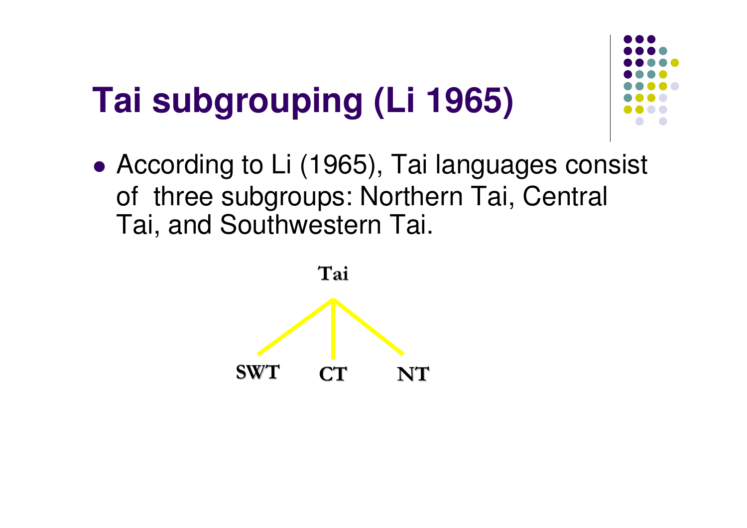# Tai subgrouping (Li 1965)

- According to Li (1965), Tai languages consist of three subgroups: Northern Tai, Central Tai, and Southwestern Tai.

Tai

SWT CT NT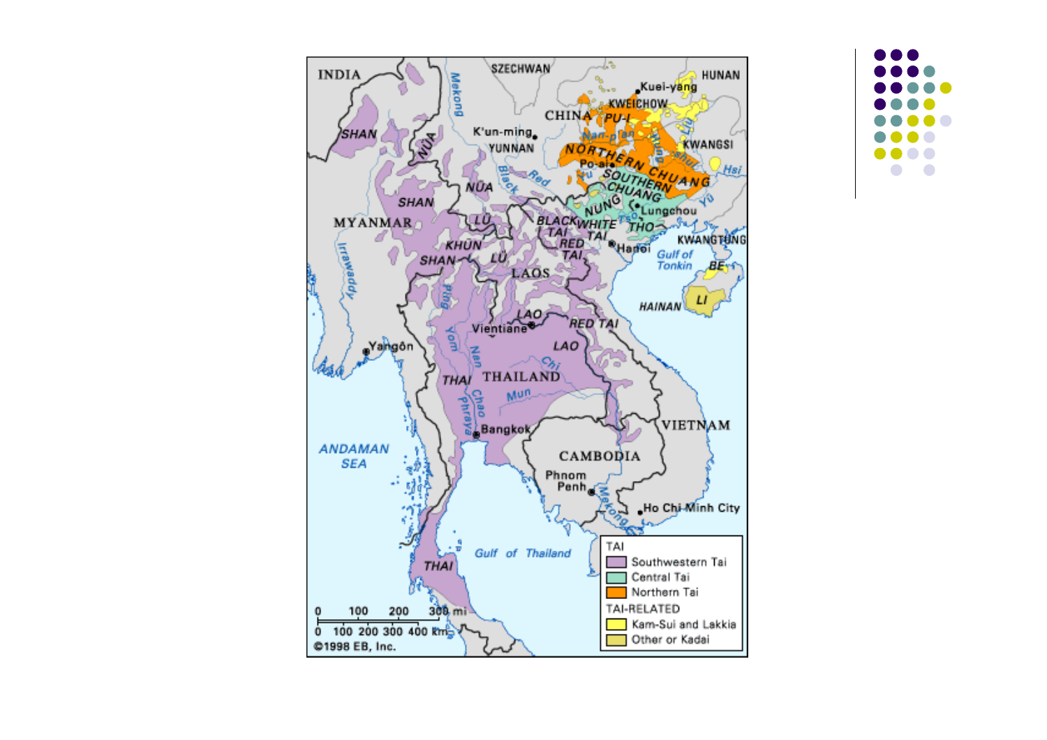TAI

- Southwestern Tai
- Central Tai
- Northern Tai

TAI-RELATED

- Kam-Sui and Lakkia
- Other or Kadai

©1998 EB, Inc.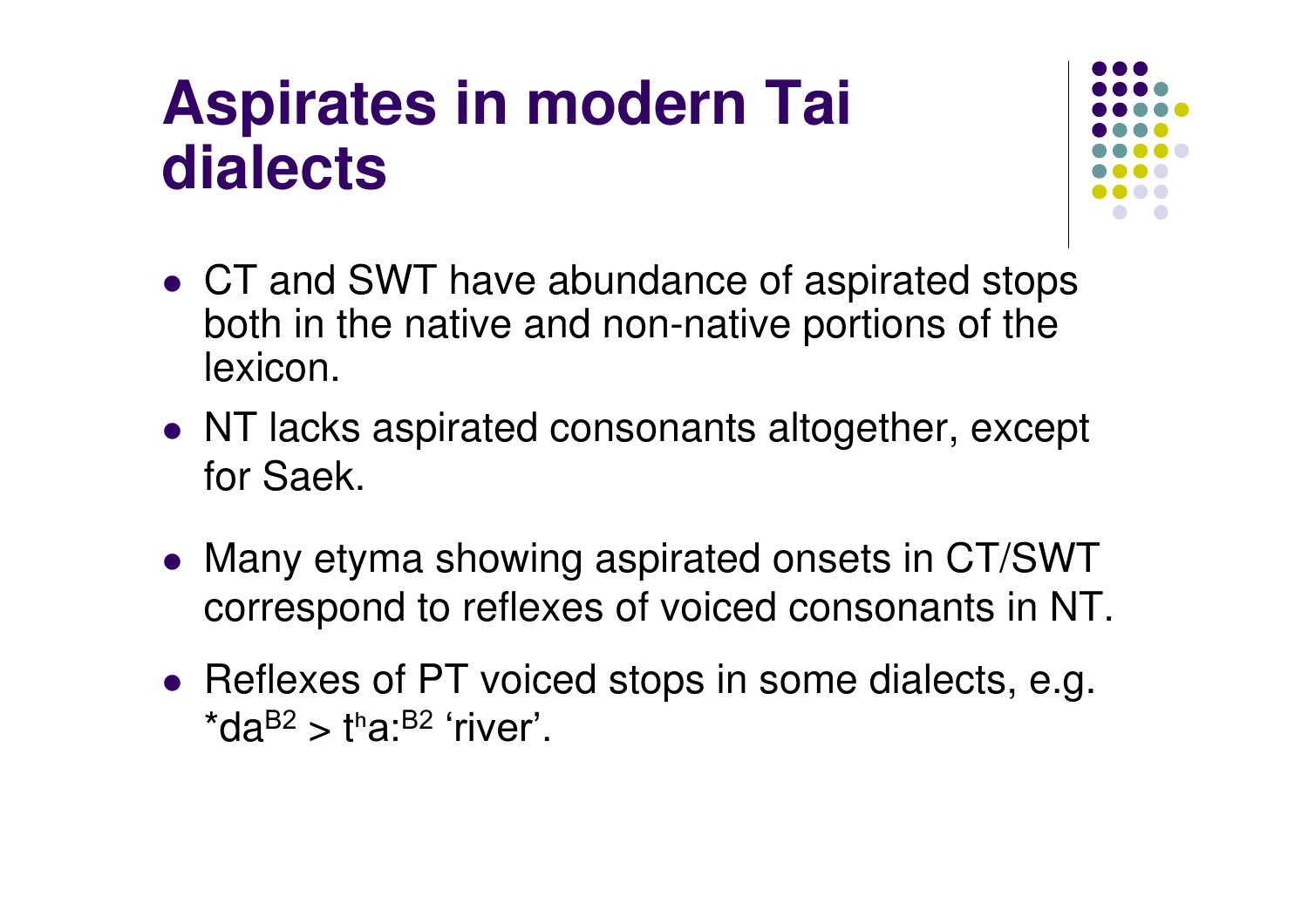# Aspirates in modern Tai dialects

- CT and SWT have abundance of aspirated stops both in the native and non-native portions of the lexicon.
- NT lacks aspirated consonants altogether, except for Saek.
- Many etyma showing aspirated onsets in CT/SWT correspond to reflexes of voiced consonants in NT.
- Reflexes of PT voiced stops in some dialects, e.g. *da$^{B2}$ > t$^{h}$a:$^{B2}$ ‘river’.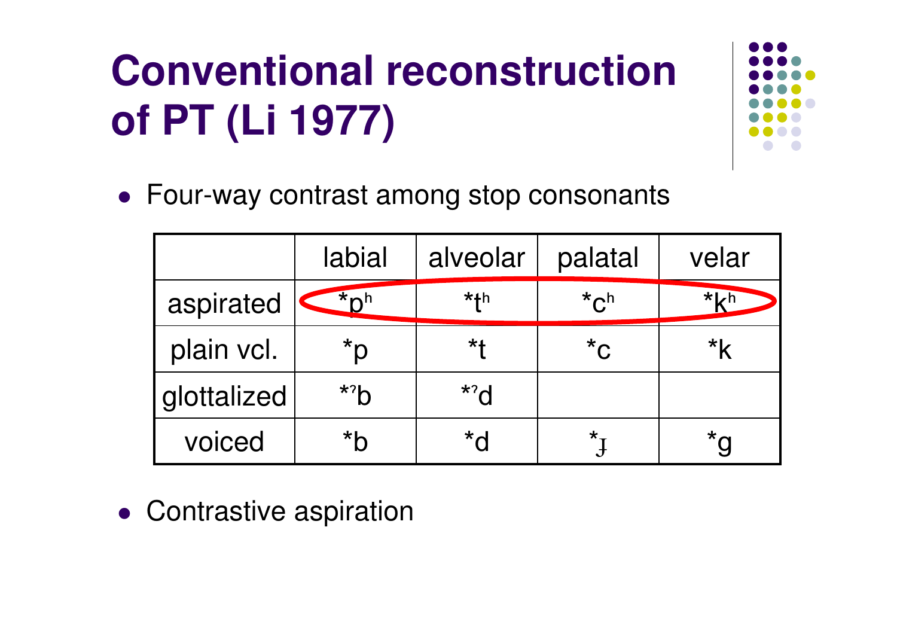# Conventional reconstruction of PT (Li 1977)

- Four-way contrast among stop consonants

| | labial | alveolar | palatal | velar |
|---|---|---|---|---|
| aspirated | *pʰ | *tʰ | *cʰ | *kʰ |
| plain vcl. | *p | *t | *c | *k |
| glottalized | *ˀb | *ˀd | | |
| voiced | *b | *d | *ɟ | *g |

- Contrastive aspiration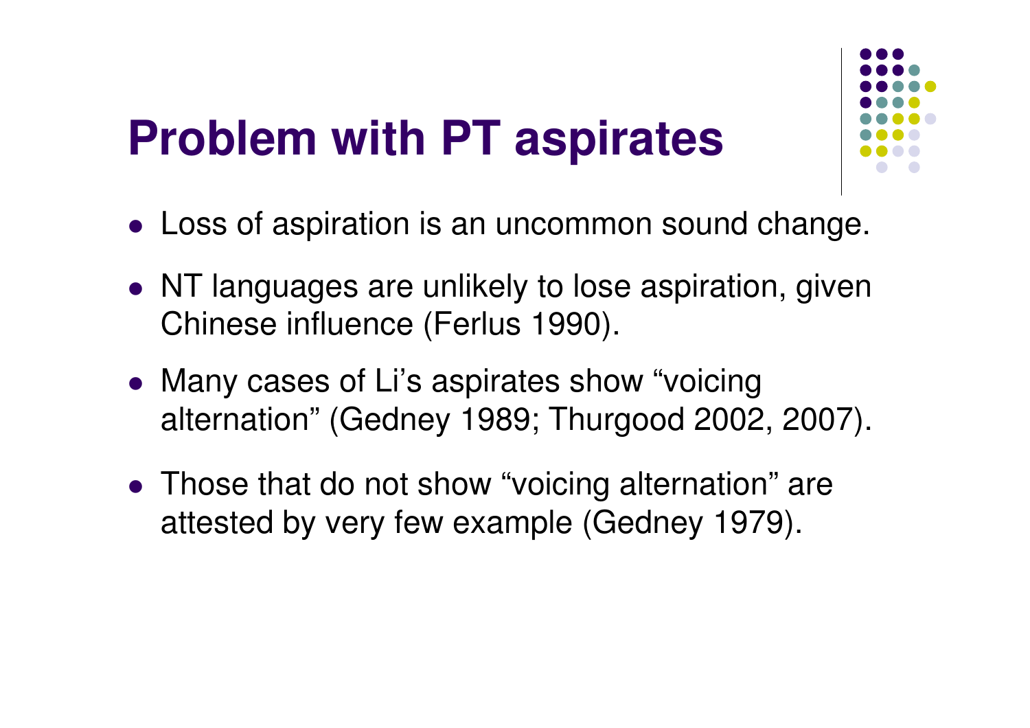# Problem with PT aspirates

- Loss of aspiration is an uncommon sound change.
- NT languages are unlikely to lose aspiration, given Chinese influence (Ferlus 1990).
- Many cases of Li's aspirates show "voicing alternation" (Gedney 1989; Thurgood 2002, 2007).
- Those that do not show "voicing alternation" are attested by very few example (Gedney 1979).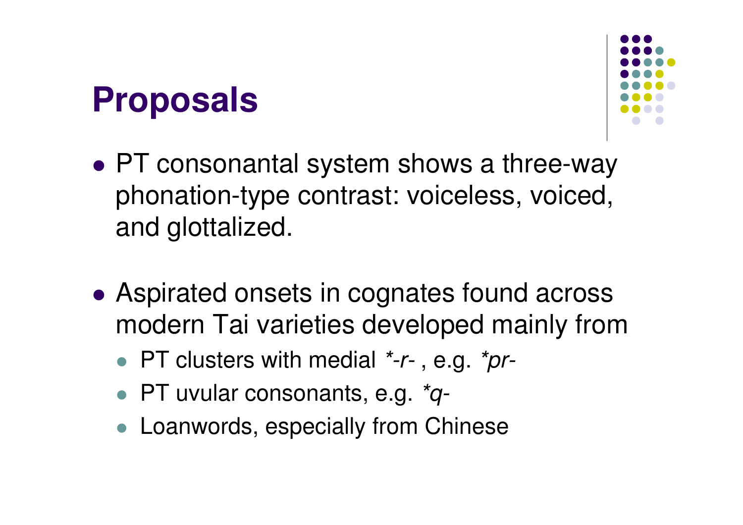# Proposals

- PT consonantal system shows a three-way phonation-type contrast: voiceless, voiced, and glottalized.

- Aspirated onsets in cognates found across modern Tai varieties developed mainly from
  - PT clusters with medial *\*-r-* , e.g. *\*pr-*
  - PT uvular consonants, e.g. *\*q-*
  - Loanwords, especially from Chinese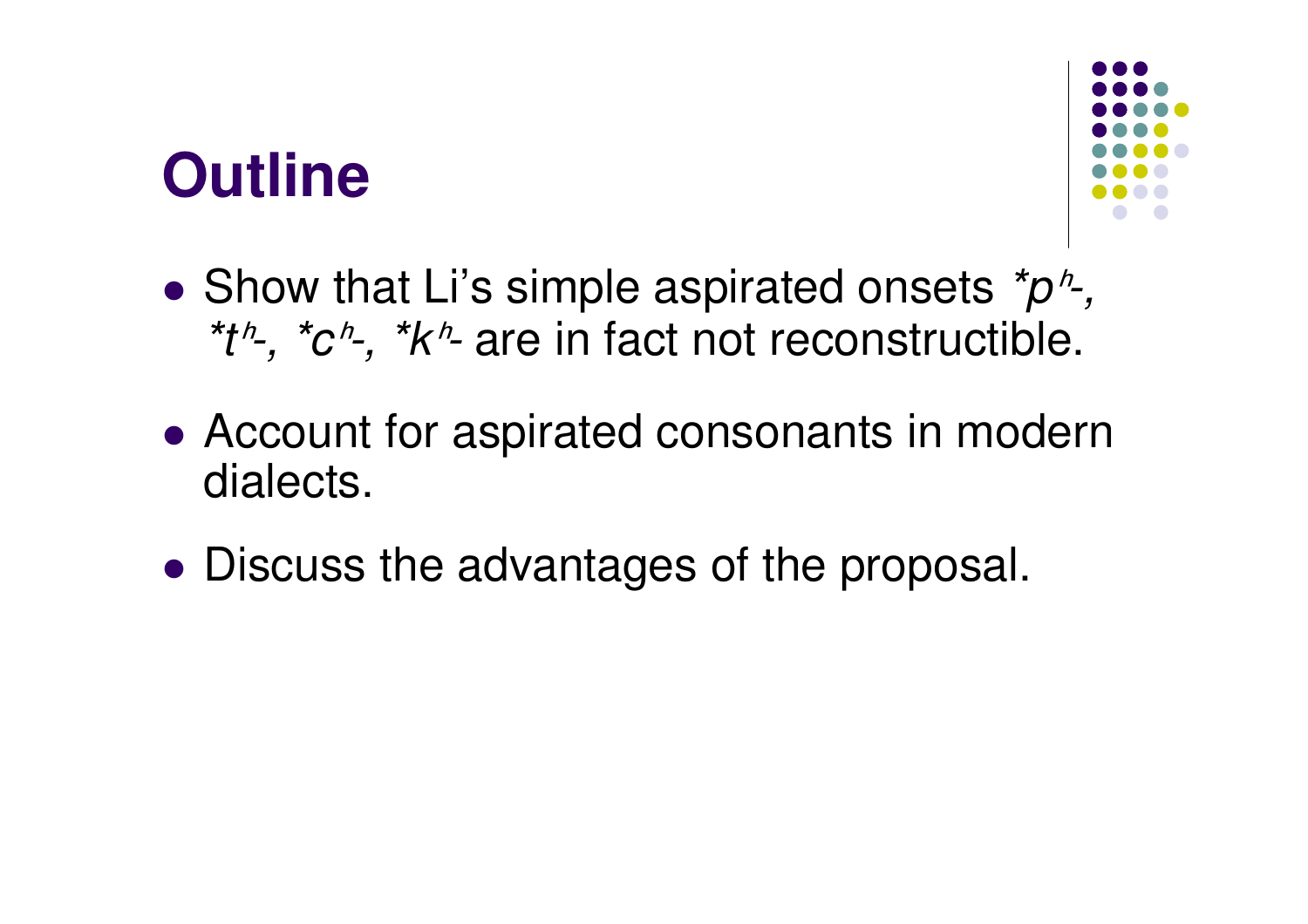# Outline

- Show that Li's simple aspirated onsets *\*pʰ-, \*tʰ-, \*cʰ-, \*kʰ-* are in fact not reconstructible.
- Account for aspirated consonants in modern dialects.
- Discuss the advantages of the proposal.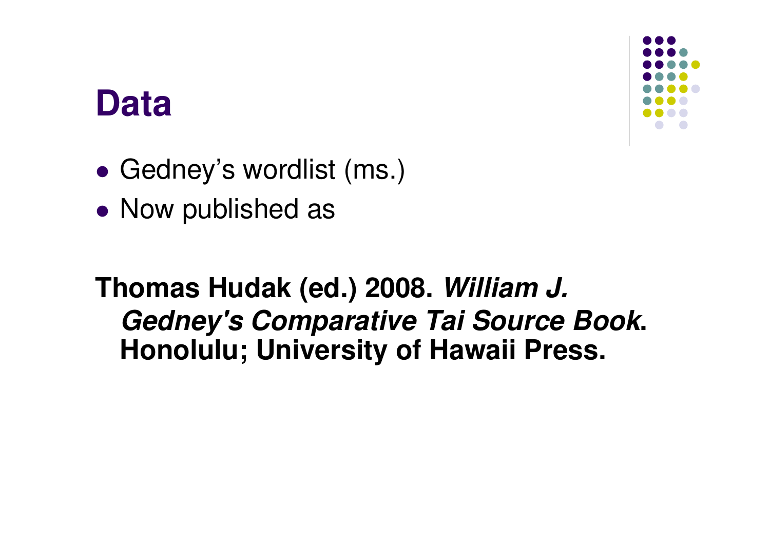# Data

- Gedney’s wordlist (ms.)
- Now published as

**Thomas Hudak (ed.) 2008. *William J. Gedney's Comparative Tai Source Book*. Honolulu; University of Hawaii Press.**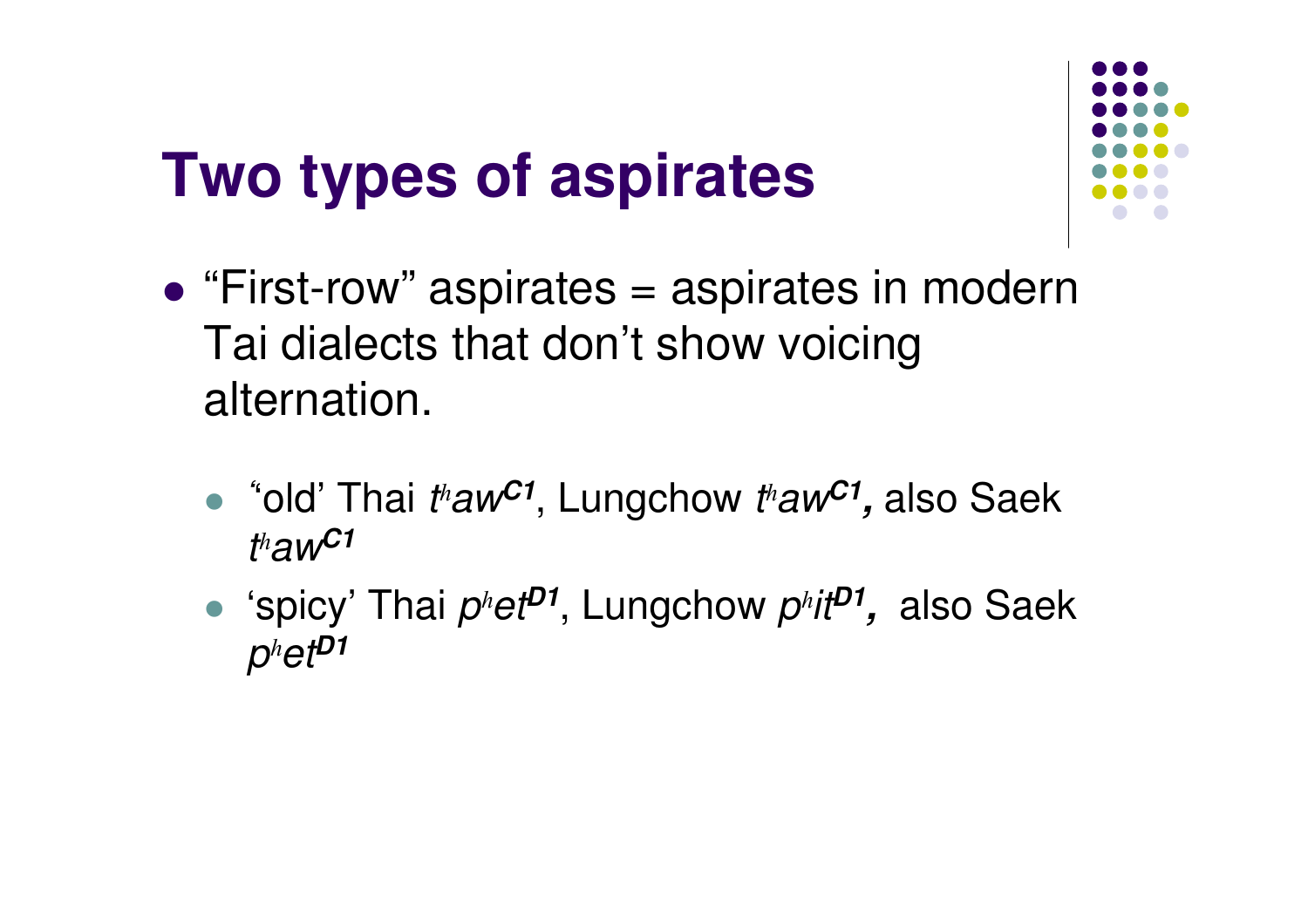# Two types of aspirates

- "First-row" aspirates = aspirates in modern Tai dialects that don't show voicing alternation.
  - "old' Thai *tʰaw*$^{\textbf{C1}}$, Lungchow *tʰaw*$^{\textbf{C1}}$**,** also Saek *tʰaw*$^{\textbf{C1}}$
  - 'spicy' Thai *pʰet*$^{\textbf{D1}}$, Lungchow *pʰit*$^{\textbf{D1}}$**,** also Saek *pʰet*$^{\textbf{D1}}$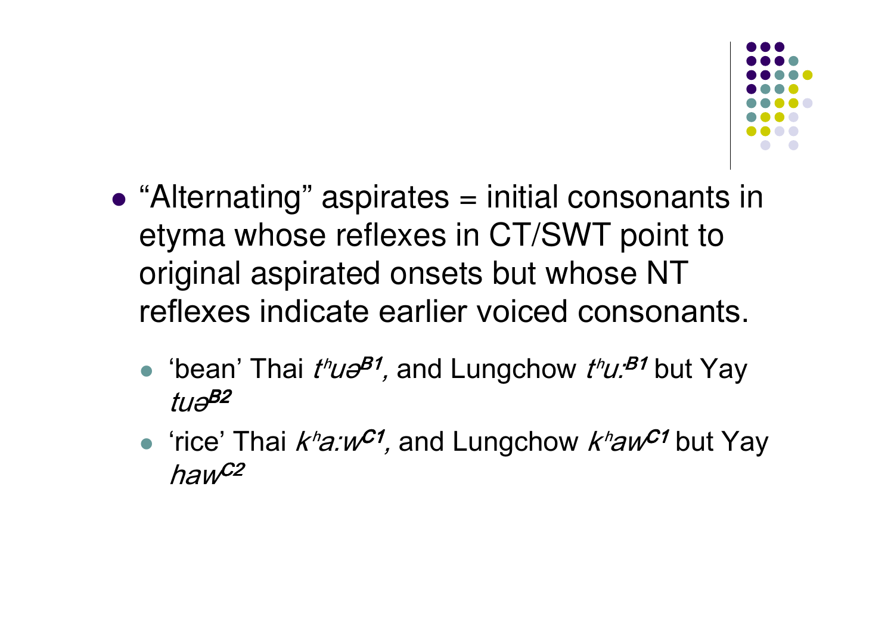- "Alternating" aspirates = initial consonants in etyma whose reflexes in CT/SWT point to original aspirated onsets but whose NT reflexes indicate earlier voiced consonants.
  - 'bean' Thai *tʰuə*$^{B1}$, and Lungchow *tʰu:*$^{B1}$ but Yay *tuə*$^{B2}$
  - 'rice' Thai *kʰa:w*$^{C1}$, and Lungchow *kʰaw*$^{C1}$ but Yay *haw*$^{C2}$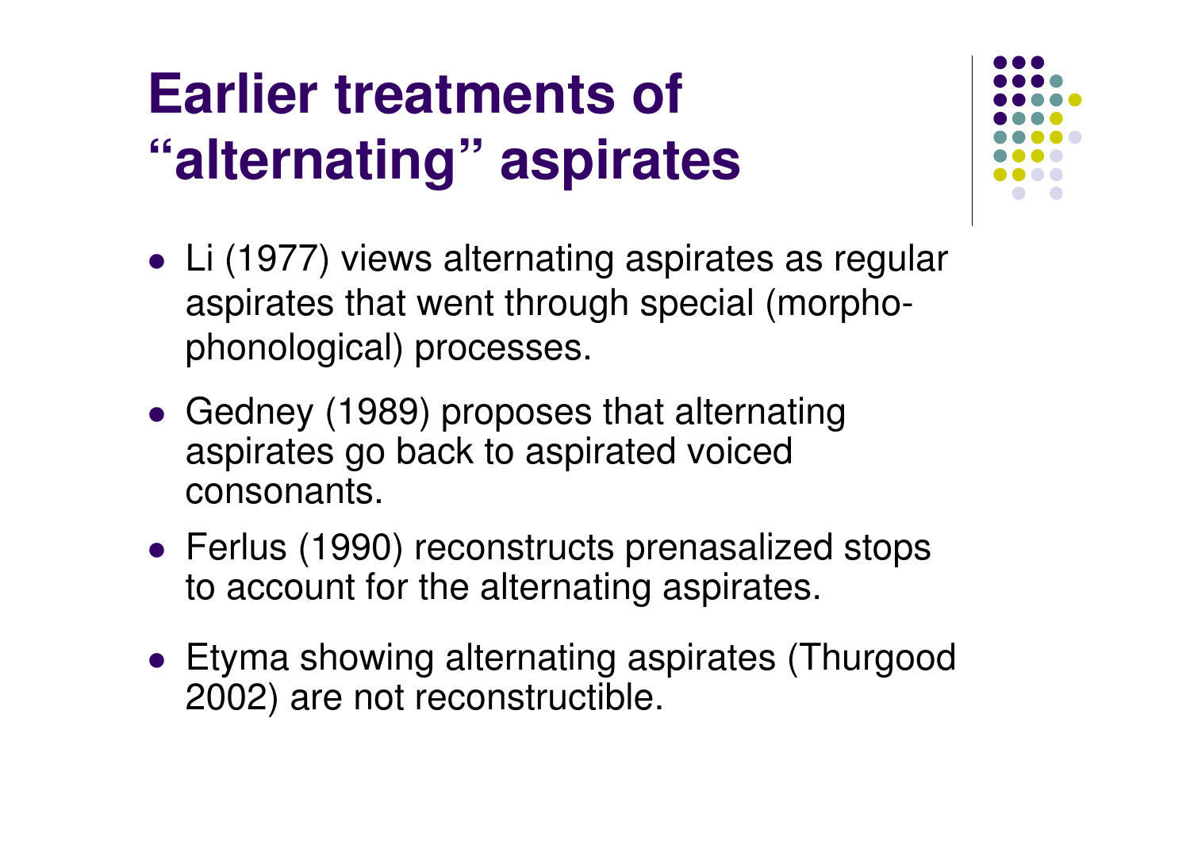# Earlier treatments of "alternating" aspirates

- Li (1977) views alternating aspirates as regular aspirates that went through special (morpho-phonological) processes.
- Gedney (1989) proposes that alternating aspirates go back to aspirated voiced consonants.
- Ferlus (1990) reconstructs prenasalized stops to account for the alternating aspirates.
- Etyma showing alternating aspirates (Thurgood 2002) are not reconstructible.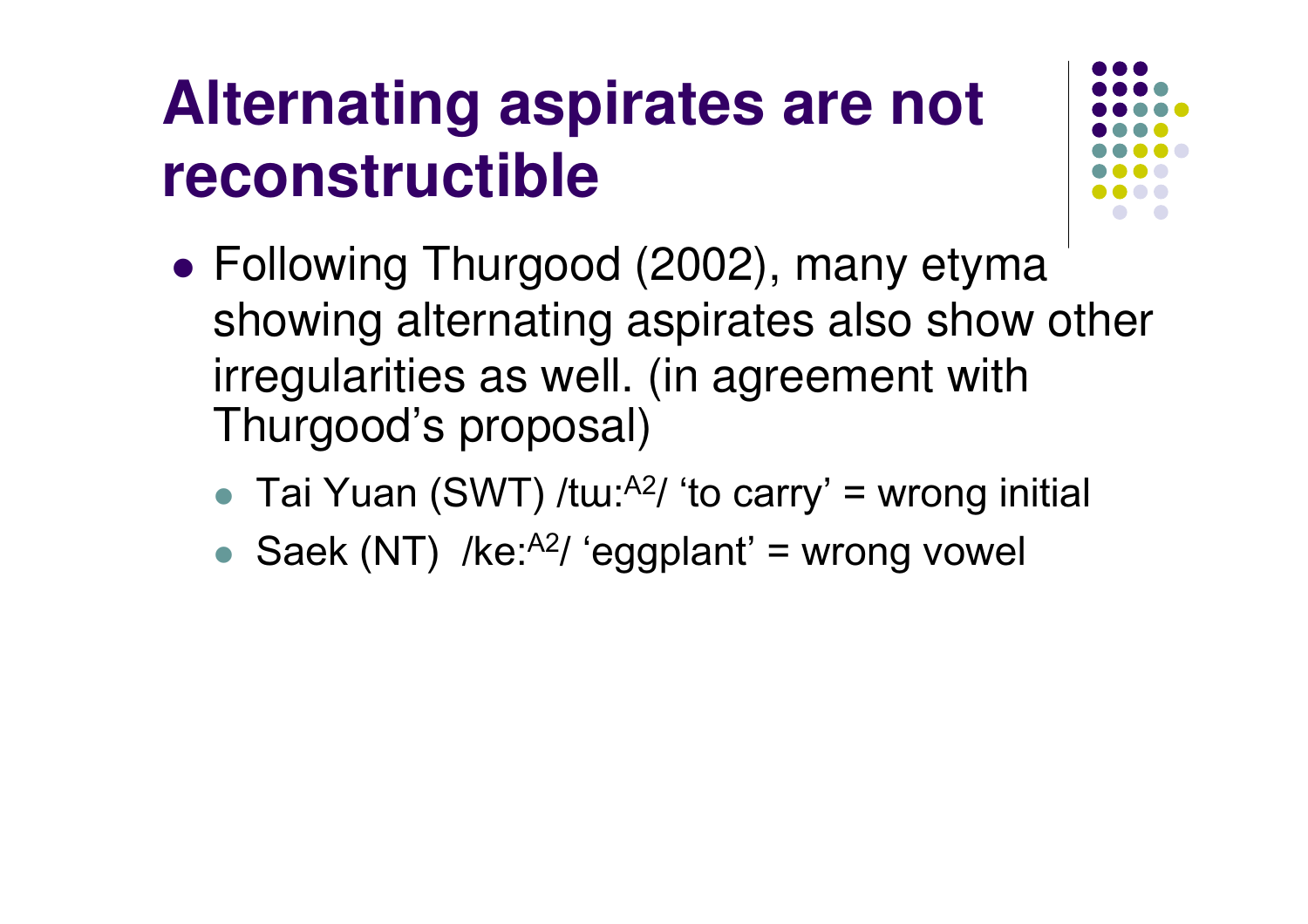# Alternating aspirates are not reconstructible

- Following Thurgood (2002), many etyma showing alternating aspirates also show other irregularities as well. (in agreement with Thurgood's proposal)
  - Tai Yuan (SWT) /tɯː$^{A2}$/ 'to carry' = wrong initial
  - Saek (NT) /keː$^{A2}$/ 'eggplant' = wrong vowel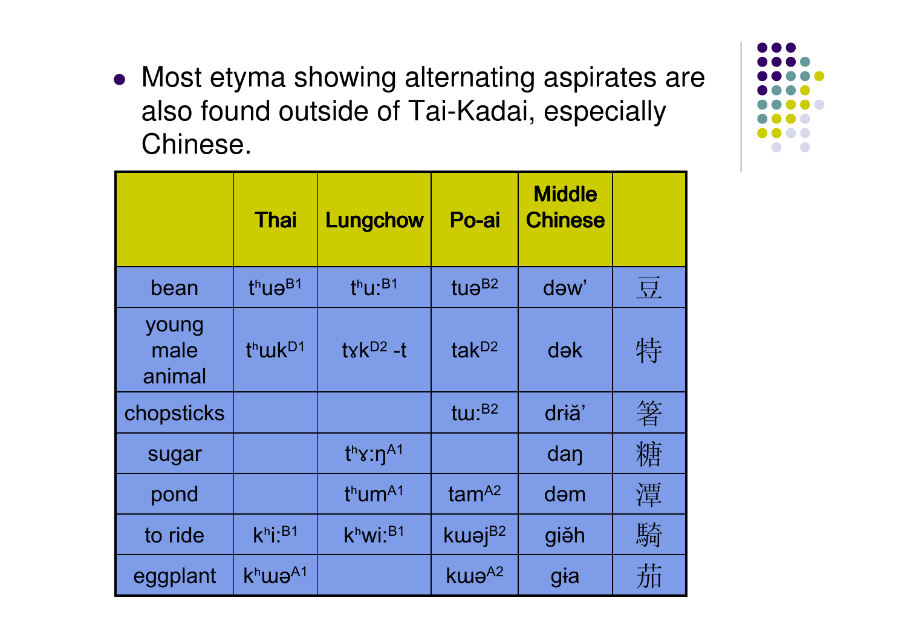- Most etyma showing alternating aspirates are also found outside of Tai-Kadai, especially Chinese.

| | Thai | Lungchow | Po-ai | Middle Chinese | |
|---|---|---|---|---|---|
| bean | tʰuə$^{B1}$ | tʰu:$^{B1}$ | tuə$^{B2}$ | dəw’ | 豆 |
| young male animal | tʰɯk$^{D1}$ | tɤk$^{D2}$ -t | tak$^{D2}$ | dək | 特 |
| chopsticks | | | tɯ:$^{B2}$ | drɨă’ | 箸 |
| sugar | | tʰɤ:ŋ$^{A1}$ | | daŋ | 糖 |
| pond | | tʰum$^{A1}$ | tam$^{A2}$ | dəm | 潭 |
| to ride | kʰi:$^{B1}$ | kʰwi:$^{B1}$ | kɯəj$^{B2}$ | giĕh | 騎 |
| eggplant | kʰɯə$^{A1}$ | | kɯə$^{A2}$ | gɨa | 茄 |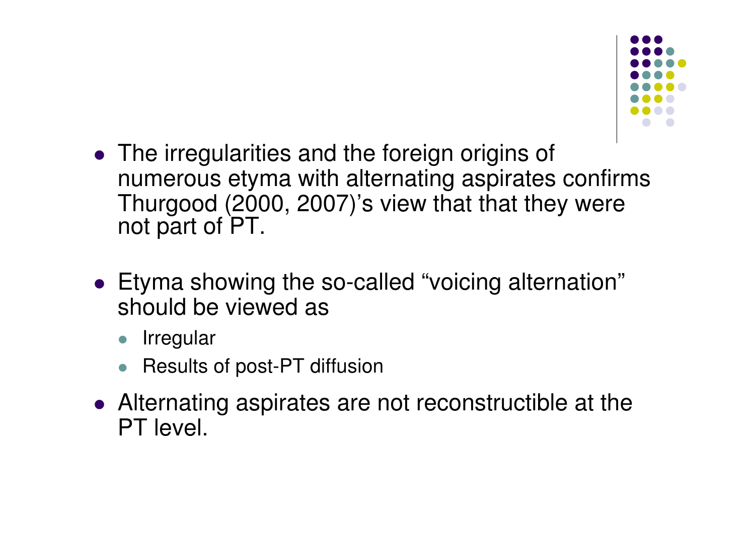- The irregularities and the foreign origins of numerous etyma with alternating aspirates confirms Thurgood (2000, 2007)'s view that that they were not part of PT.
- Etyma showing the so-called "voicing alternation" should be viewed as
  - Irregular
  - Results of post-PT diffusion
- Alternating aspirates are not reconstructible at the PT level.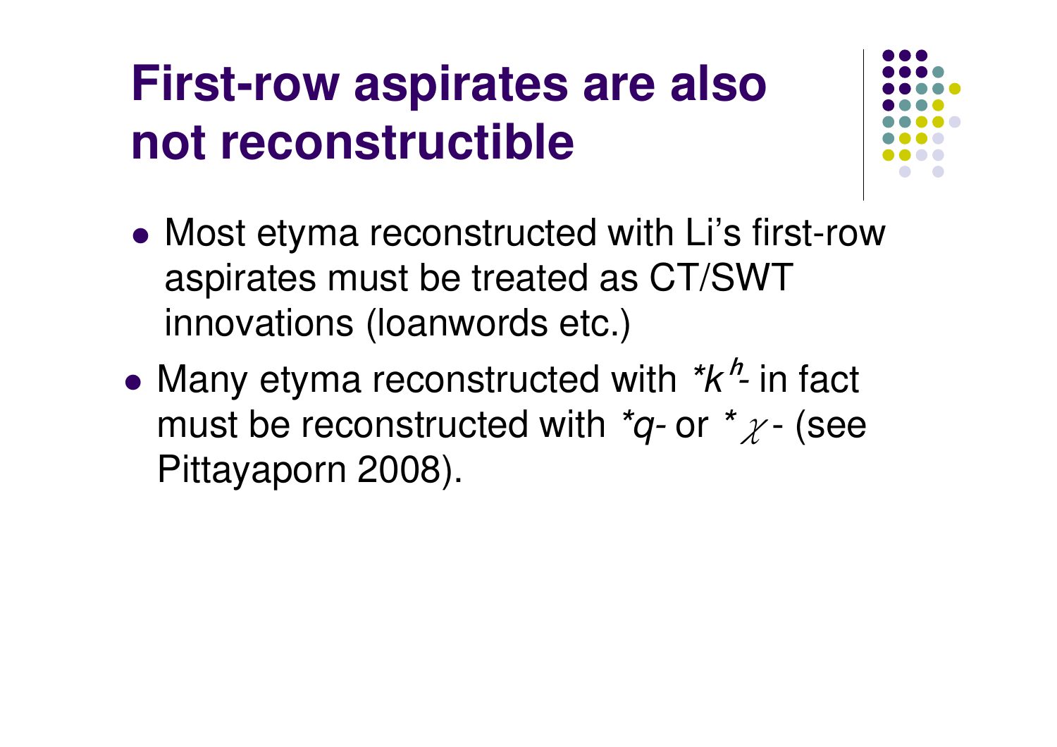# First-row aspirates are also not reconstructible

- Most etyma reconstructed with Li's first-row aspirates must be treated as CT/SWT innovations (loanwords etc.)
- Many etyma reconstructed with *$k^h$*- in fact must be reconstructed with *\*q-* or *\*χ-* (see Pittayaporn 2008).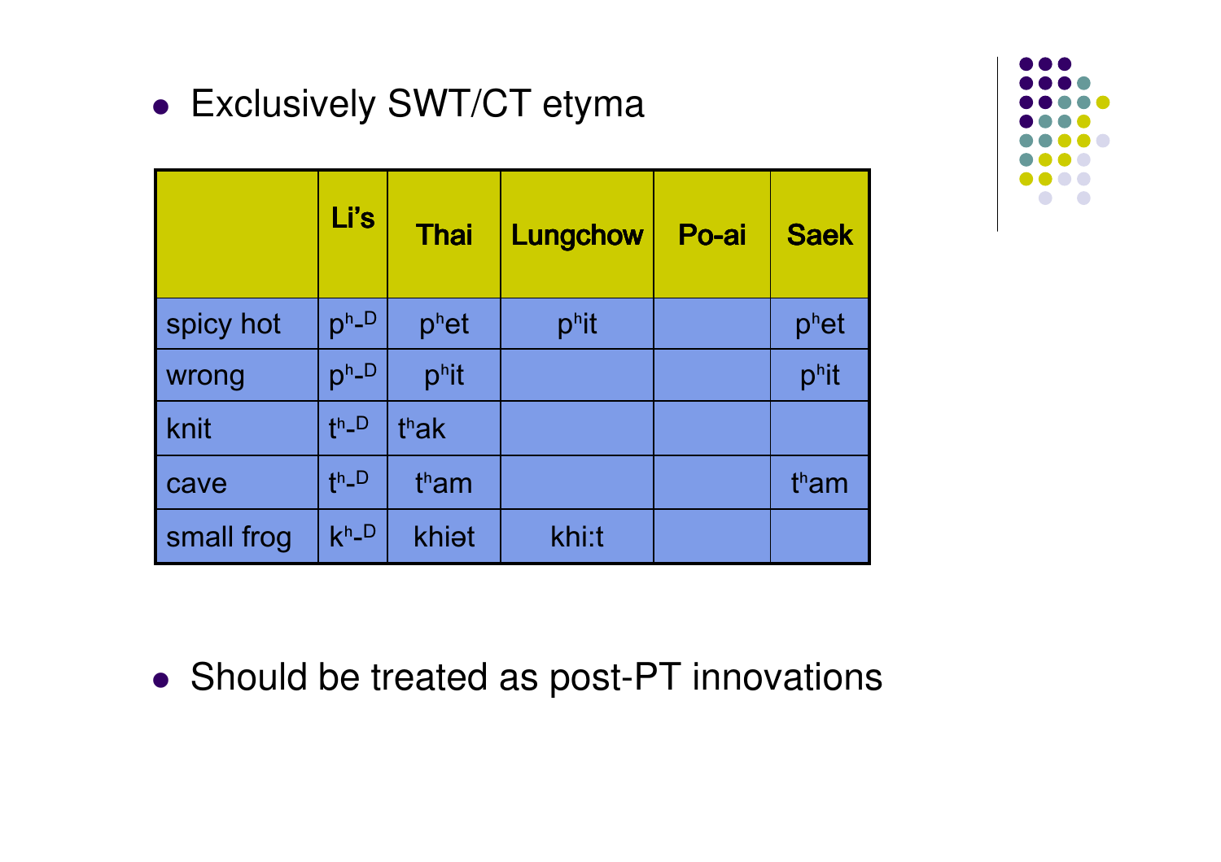- Exclusively SWT/CT etyma

| | Li's | Thai | Lungchow | Po-ai | Saek |
|---|---|---|---|---|---|
| spicy hot | $p^h$-$^D$ | $p^h$et | $p^h$it | | $p^h$et |
| wrong | $p^h$-$^D$ | $p^h$it | | | $p^h$it |
| knit | $t^h$-$^D$ | $t^h$ak | | | |
| cave | $t^h$-$^D$ | $t^h$am | | | $t^h$am |
| small frog | $k^h$-$^D$ | khiət | khi:t | | |

- Should be treated as post-PT innovations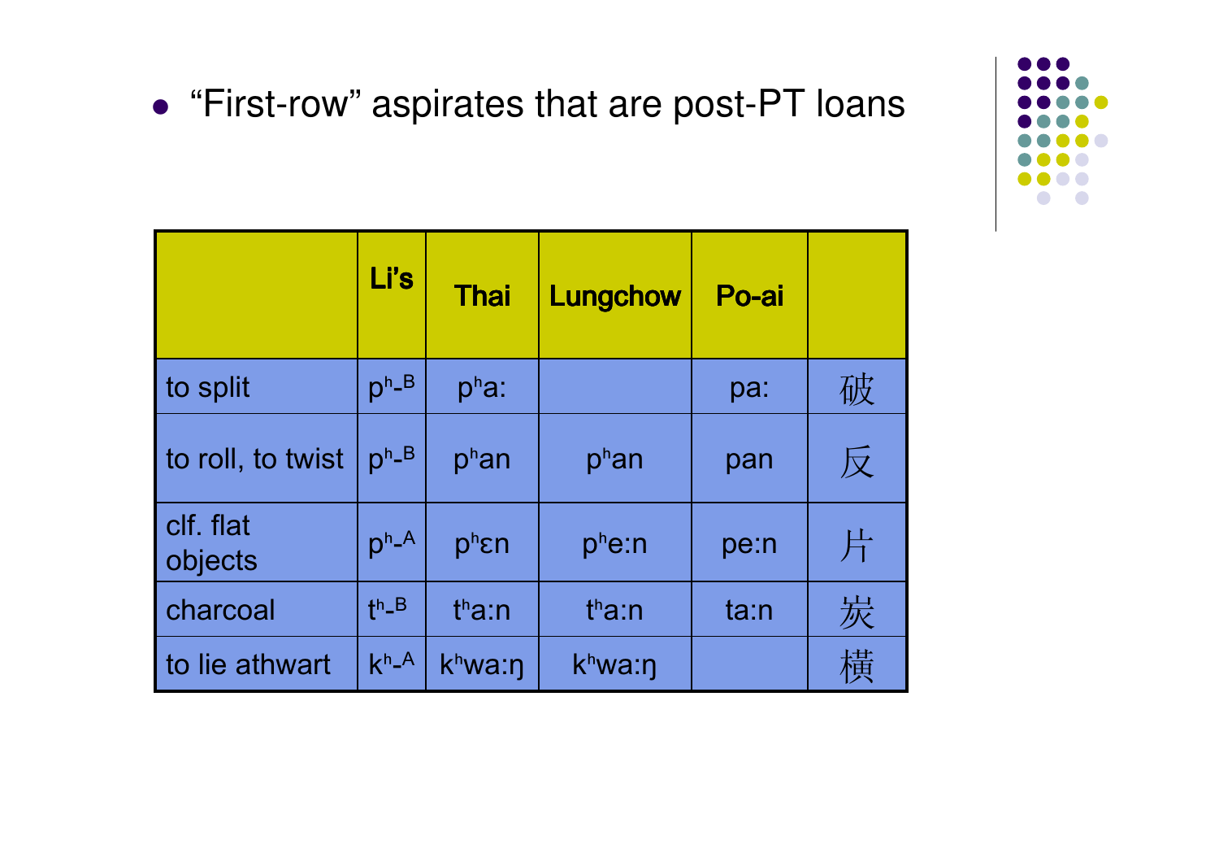- “First-row” aspirates that are post-PT loans

| | Li’s | Thai | Lungchow | Po-ai | |
|---|---|---|---|---|---|
| to split | $p^h$-$^B$ | $p^h$a: | | pa: | 破 |
| to roll, to twist | $p^h$-$^B$ | $p^h$an | $p^h$an | pan | 反 |
| clf. flat objects | $p^h$-$^A$ | $p^h$ɛn | $p^h$e:n | pe:n | 片 |
| charcoal | $t^h$-$^B$ | $t^h$a:n | $t^h$a:n | ta:n | 炭 |
| to lie athwart | $k^h$-$^A$ | $k^h$wa:ŋ | $k^h$wa:ŋ | | 横 |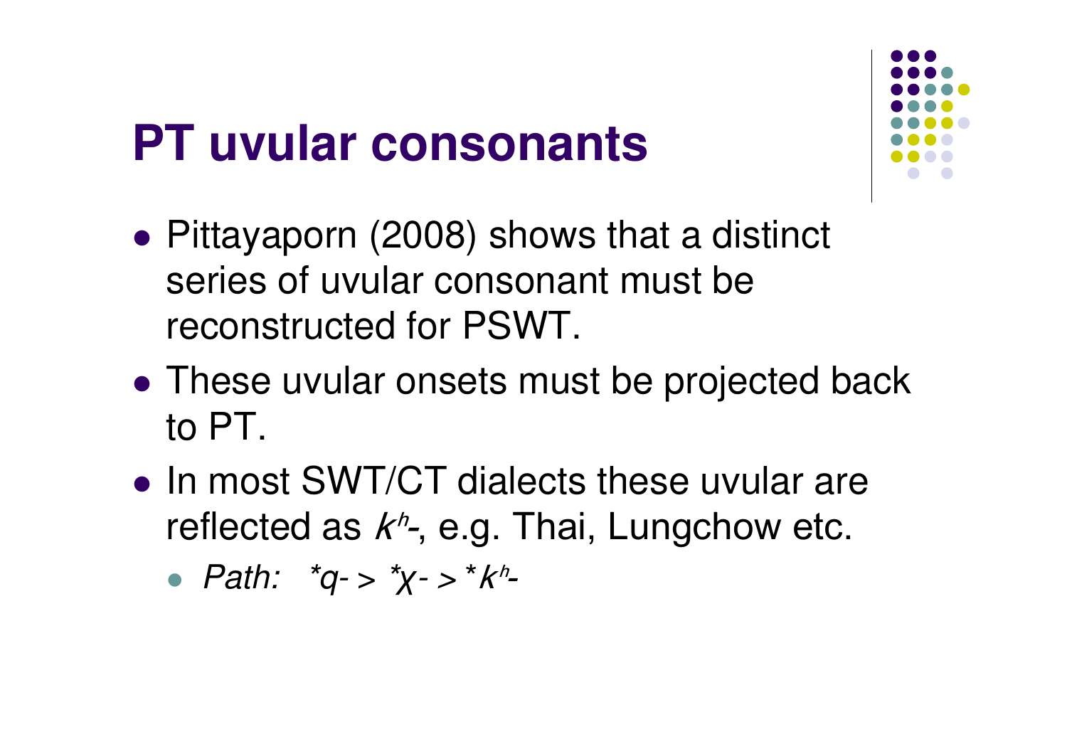# PT uvular consonants

- Pittayaporn (2008) shows that a distinct series of uvular consonant must be reconstructed for PSWT.
- These uvular onsets must be projected back to PT.
- In most SWT/CT dialects these uvular are reflected as *kʰ-*, e.g. Thai, Lungchow etc.
  - *Path:  *q- > *χ- > *kʰ-*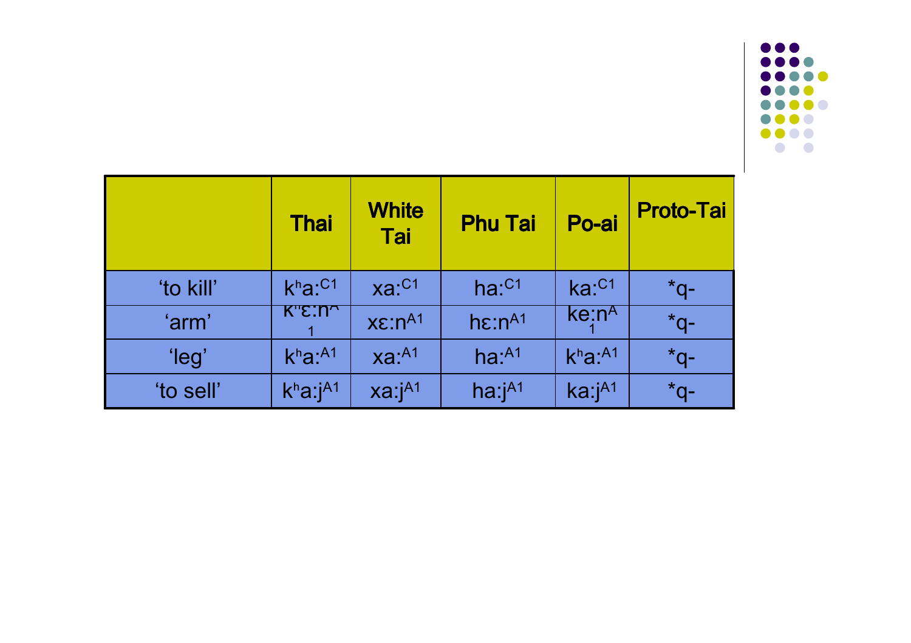| | Thai | White Tai | Phu Tai | Po-ai | Proto-Tai |
|---|---|---|---|---|---|
| ‘to kill’ | $k^h$a:$^{C1}$ | xa:$^{C1}$ | ha:$^{C1}$ | ka:$^{C1}$ | *q- |
| ‘arm’ | $k^h$ɛ:n$^{A1}$ | xɛ:n$^{A1}$ | hɛ:n$^{A1}$ | ke:n$^{A1}$ | *q- |
| ‘leg’ | $k^h$a:$^{A1}$ | xa:$^{A1}$ | ha:$^{A1}$ | $k^h$a:$^{A1}$ | *q- |
| ‘to sell’ | $k^h$a:j$^{A1}$ | xa:j$^{A1}$ | ha:j$^{A1}$ | ka:j$^{A1}$ | *q- |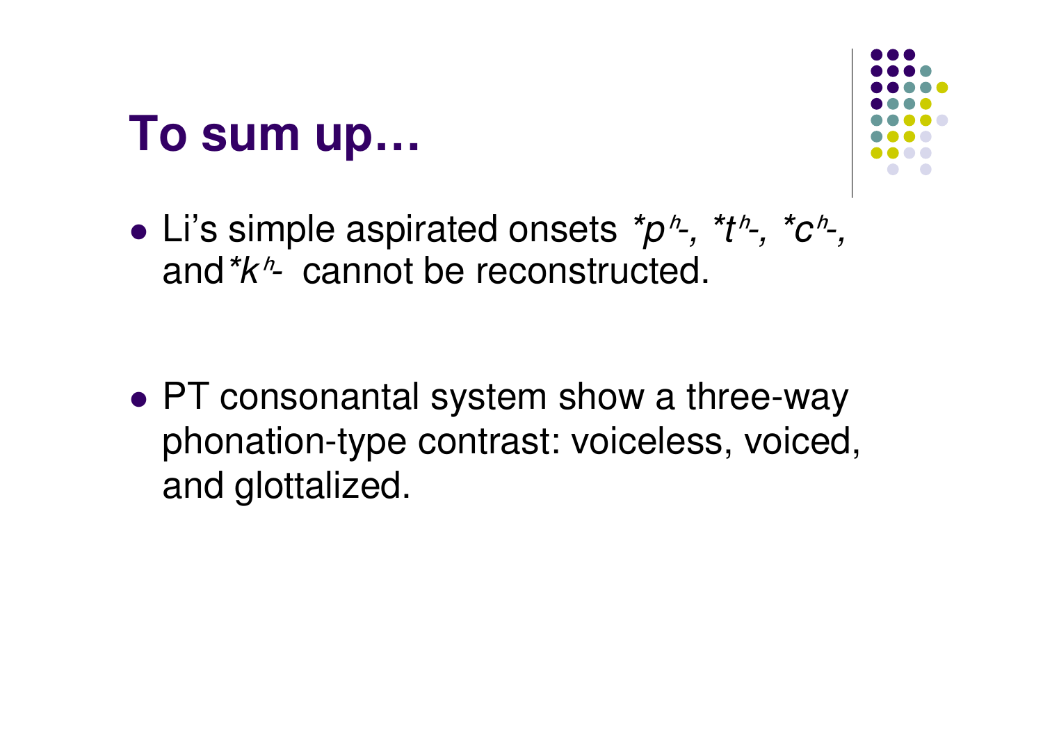# To sum up…

- Li's simple aspirated onsets *\*pʰ-, \*tʰ-, \*cʰ-,* and *\*kʰ-* cannot be reconstructed.

- PT consonantal system show a three-way phonation-type contrast: voiceless, voiced, and glottalized.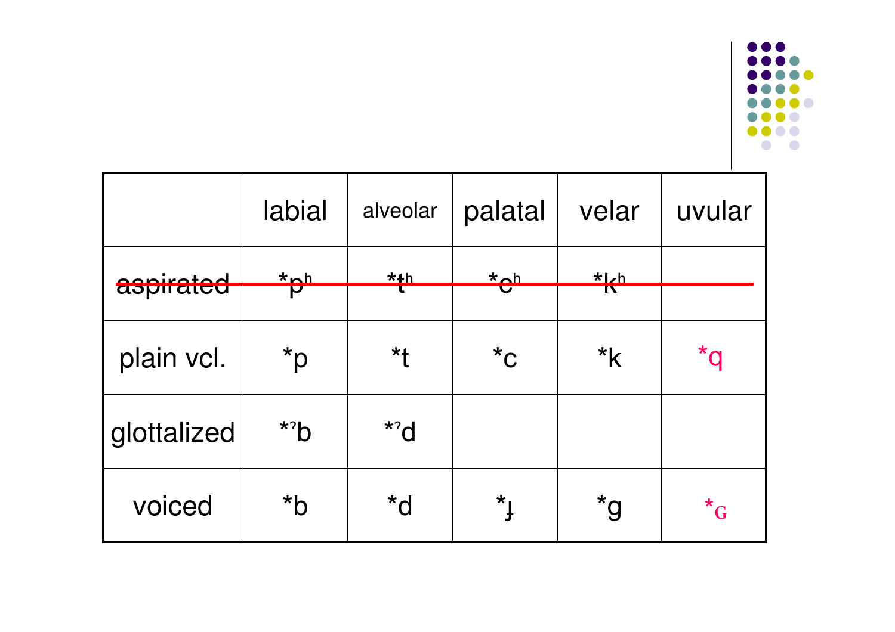|  | labial | alveolar | palatal | velar | uvular |
| --- | --- | --- | --- | --- | --- |
| ~~aspirated~~ | ~~*pʰ~~ | ~~*tʰ~~ | ~~*cʰ~~ | ~~*kʰ~~ |  |
| plain vcl. | *p | *t | *c | *k | *q |
| glottalized | *ˀb | *ˀd |  |  |  |
| voiced | *b | *d | *ɟ | *g | *ɢ |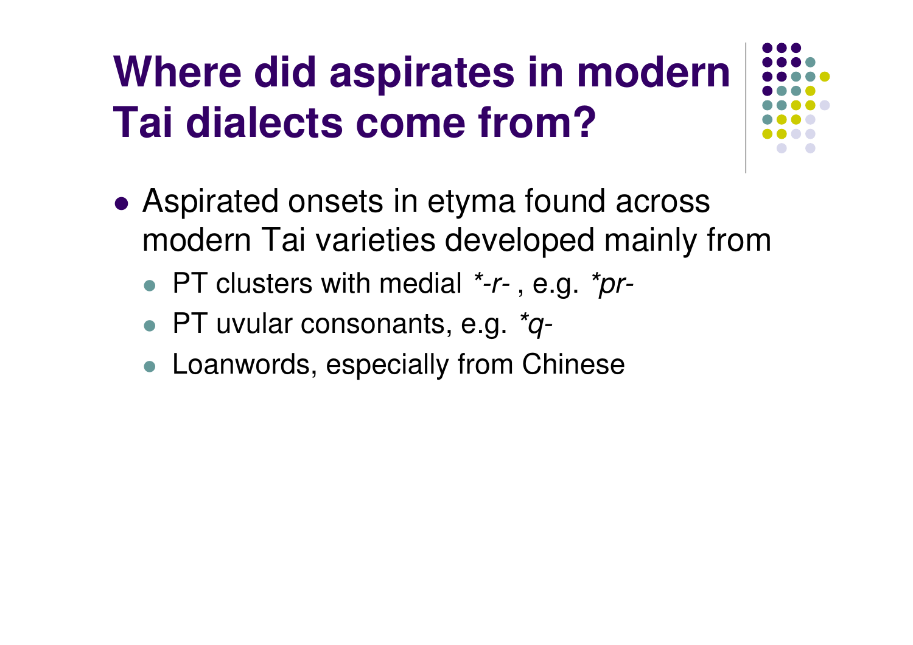# Where did aspirates in modern Tai dialects come from?

- Aspirated onsets in etyma found across modern Tai varieties developed mainly from
  - PT clusters with medial *\*-r-* , e.g. *\*pr-*
  - PT uvular consonants, e.g. *\*q-*
  - Loanwords, especially from Chinese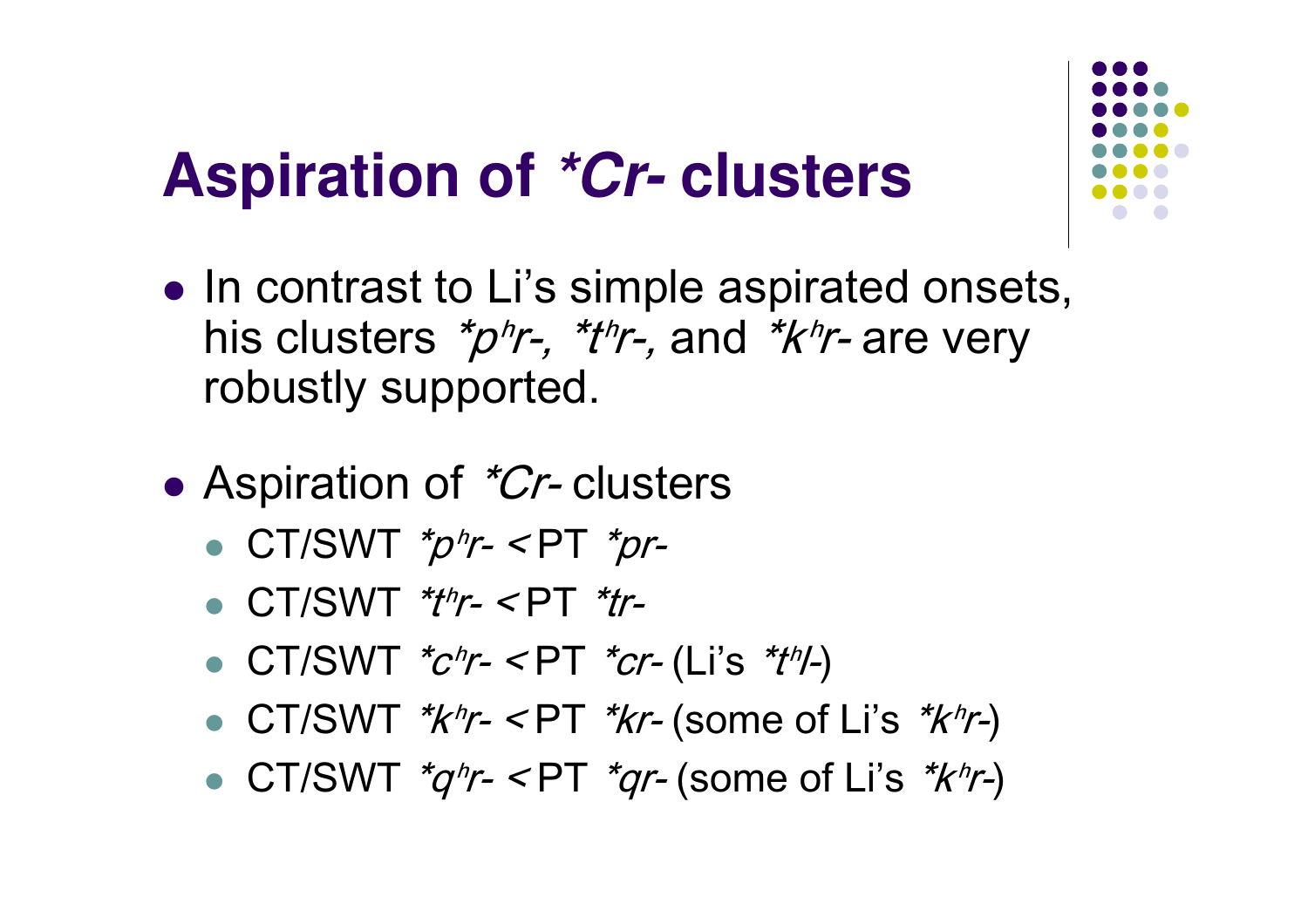# Aspiration of *\*Cr-* clusters

- In contrast to Li's simple aspirated onsets, his clusters *\*pʰr-, \*tʰr-,* and *\*kʰr-* are very robustly supported.

- Aspiration of *\*Cr-* clusters
  - CT/SWT *\*pʰr-* < PT *\*pr-*
  - CT/SWT *\*tʰr-* < PT *\*tr-*
  - CT/SWT *\*cʰr-* < PT *\*cr-* (Li's *\*tʰl-*)
  - CT/SWT *\*kʰr-* < PT *\*kr-* (some of Li's *\*kʰr-*)
  - CT/SWT *\*qʰr-* < PT *\*qr-* (some of Li's *\*kʰr-*)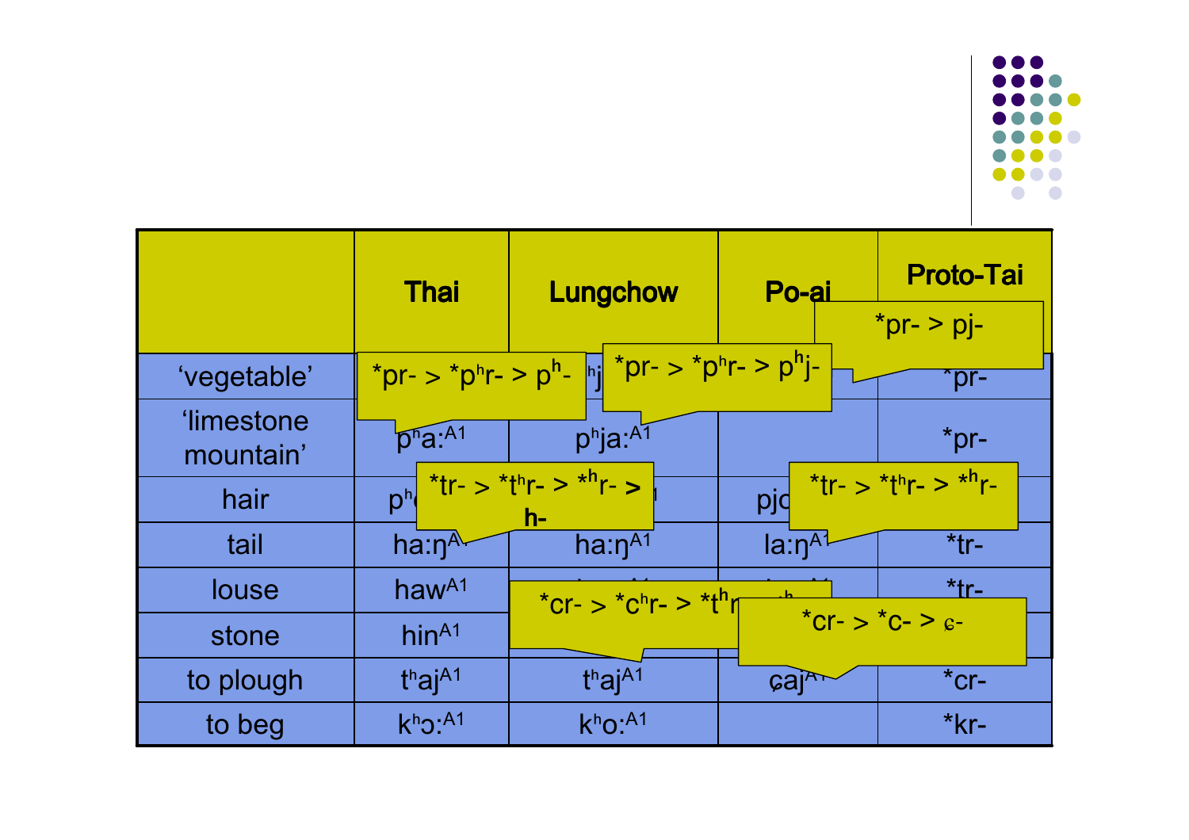| | Thai | Lungchow | Po-ai | Proto-Tai |
|---|---|---|---|---|
| ‘vegetable’ | | ʰj | | *pr- |
| ‘limestone mountain’ | pʰa:[A1] | pʰja:[A1] | | *pr- |
| hair | pʰ | | pj | |
| tail | ha:ŋ[A1] | ha:ŋ[A1] | la:ŋ[A1] | *tr- |
| louse | haw[A1] | | | *tr- |
| stone | hin[A1] | | | |
| to plough | tʰaj[A1] | tʰaj[A1] | ɕaj[A1] | *cr- |
| to beg | kʰɔ:[A1] | kʰo:[A1] | | *kr- |

*pr- > *pʰr- > pʰ-

*pr- > *pʰr- > pʰj-

*pr- > pj-

*tr- > *tʰr- > *ʰr- > h-

*tr- > *tʰr- > *ʰr-

*cr- > *cʰr- > *tʰr

*cr- > *c- > ɕ-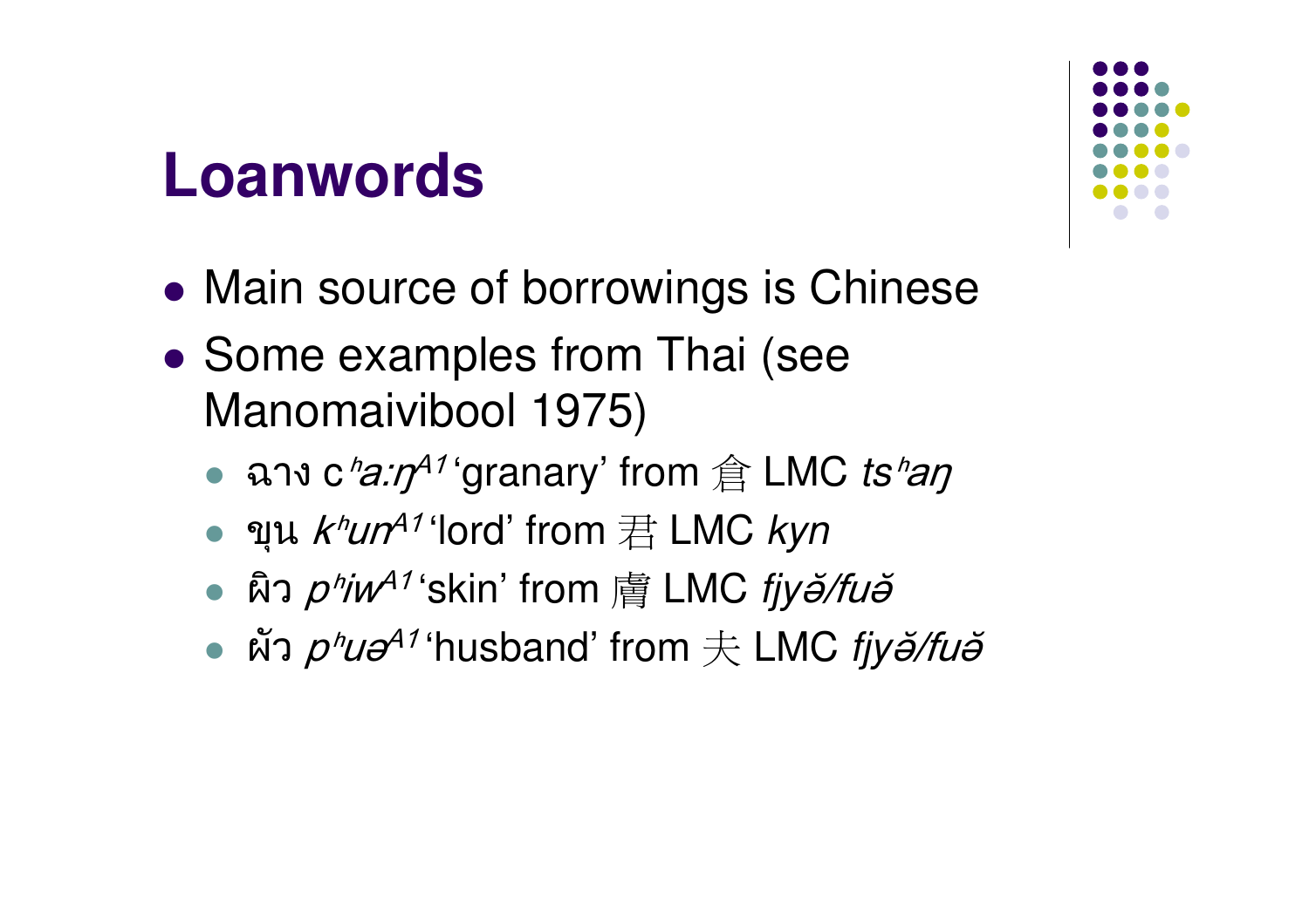# Loanwords

- Main source of borrowings is Chinese
- Some examples from Thai (see Manomaivibool 1975)
  - ฉาง c*ʰa:ŋ*$^{A1}$ ‘granary’ from 倉 LMC *tsʰaŋ*
  - ขุน *kʰun*$^{A1}$ ‘lord’ from 君 LMC *kyn*
  - ผิว *pʰiw*$^{A1}$ ‘skin’ from 膚 LMC *fjyǎ/fuǎ*
  - ผัว *pʰuə*$^{A1}$ ‘husband’ from 夫 LMC *fjyǎ/fuǎ*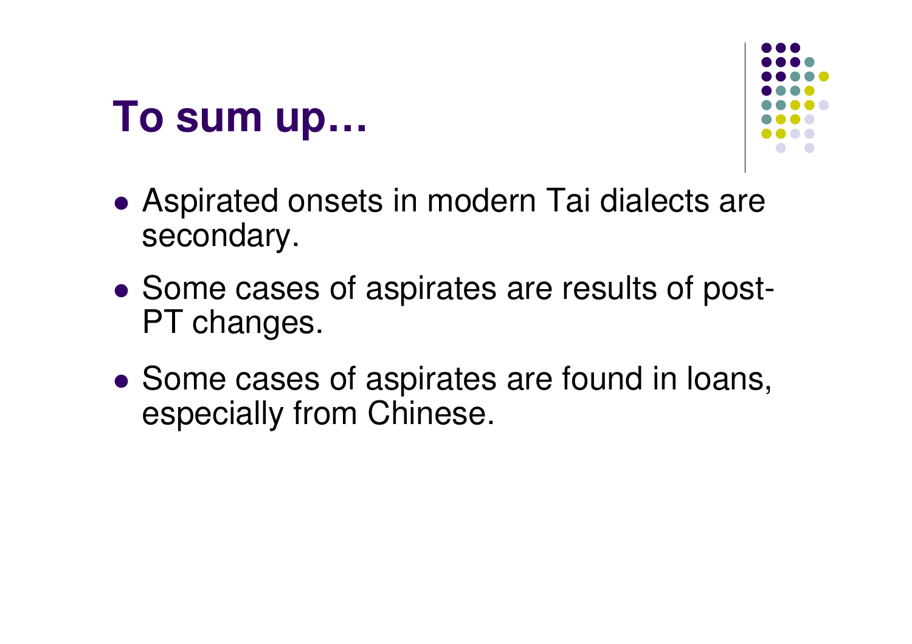# To sum up…

- Aspirated onsets in modern Tai dialects are secondary.
- Some cases of aspirates are results of post-PT changes.
- Some cases of aspirates are found in loans, especially from Chinese.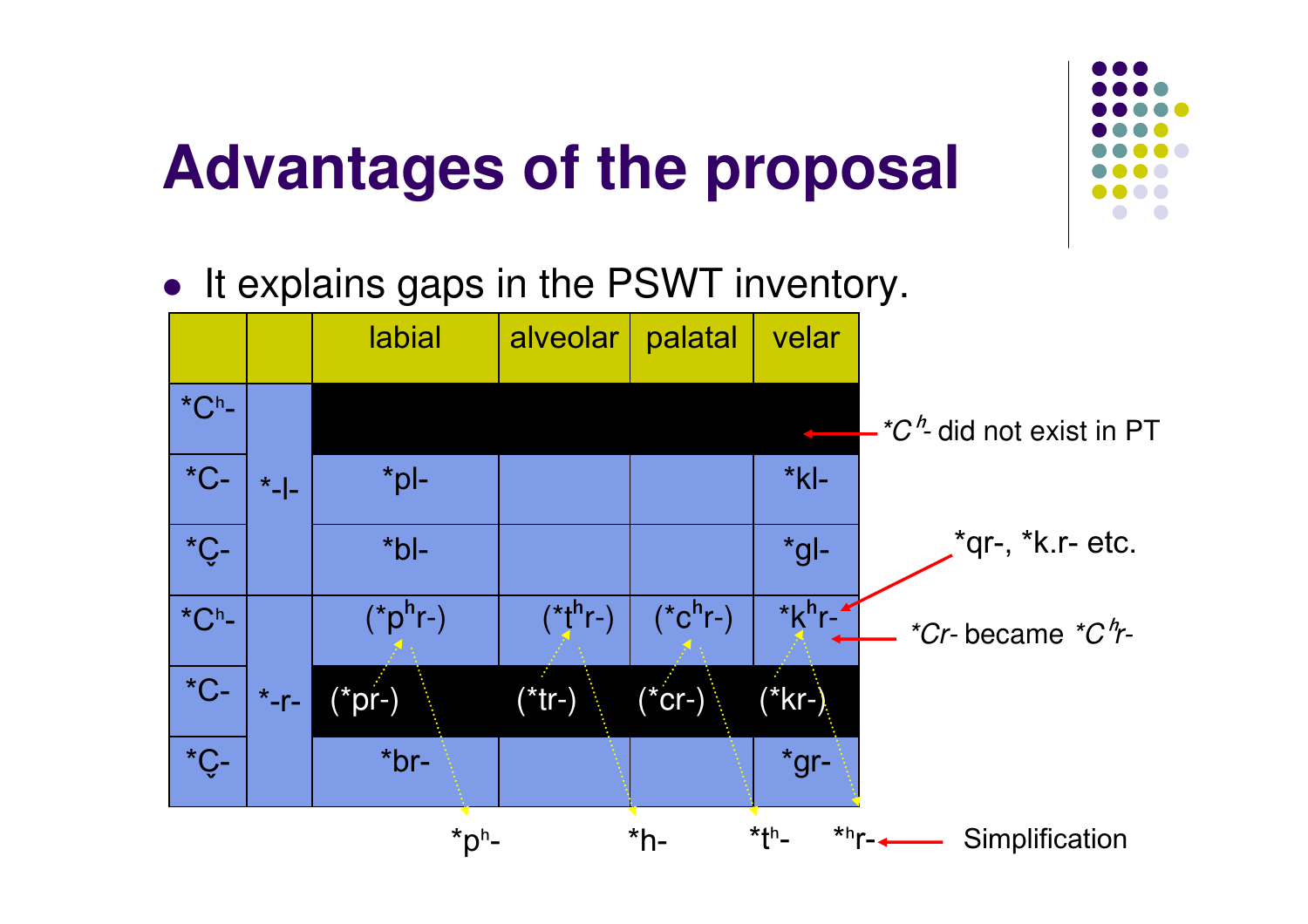# Advantages of the proposal

- It explains gaps in the PSWT inventory.

| | | labial | alveolar | palatal | velar |
|---|---|---|---|---|---|
| *Cʰ- | *-l- | | | | |
| *C- | | *pl- | | | *kl- |
| *C̬- | | *bl- | | | *gl- |
| *Cʰ- | *-r- | (*pʰr-) | (*tʰr-) | (*cʰr-) | *kʰr- |
| *C- | | (*pr-) | (*tr-) | (*cr-) | (*kr-) |
| *C̬- | | *br- | | | *gr- |

*Cʰ- did not exist in PT

*qr-, *k.r- etc.

*Cr- became *Cʰr-

*pʰ- &nbsp;&nbsp; *h- &nbsp;&nbsp; *tʰ- &nbsp;&nbsp; *ʰr- ← Simplification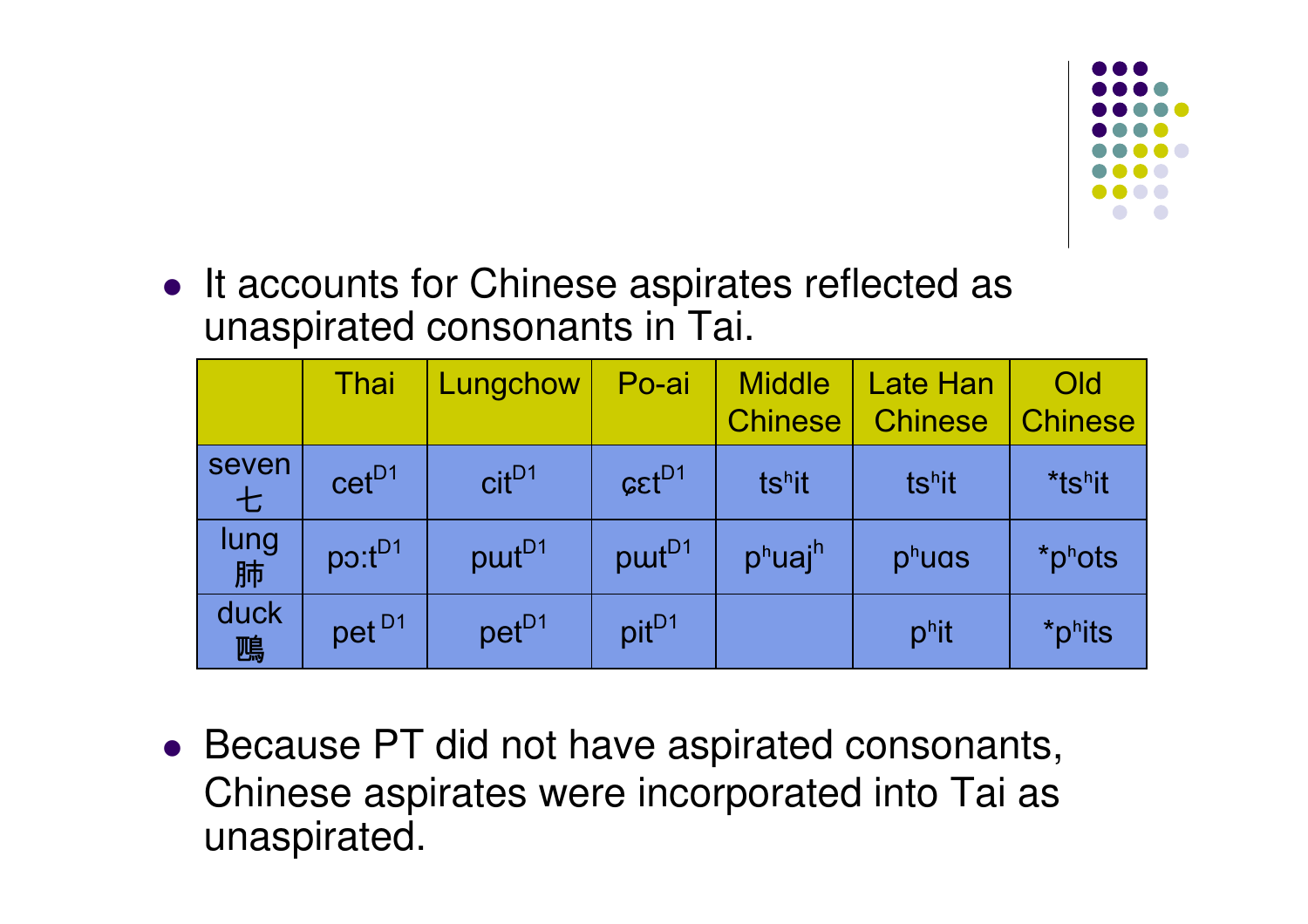- It accounts for Chinese aspirates reflected as unaspirated consonants in Tai.

| | Thai | Lungchow | Po-ai | Middle Chinese | Late Han Chinese | Old Chinese |
|---|---|---|---|---|---|---|
| seven 七 | cet$^{D1}$ | cit$^{D1}$ | ɕɛt$^{D1}$ | ts$^{h}$it | ts$^{h}$it | *ts$^{h}$it |
| lung 肺 | pɔ:t$^{D1}$ | pɯt$^{D1}$ | pɯt$^{D1}$ | p$^{h}$uaj$^{h}$ | p$^{h}$uɑs | *p$^{h}$ots |
| duck 鷉 | pet$^{D1}$ | pet$^{D1}$ | pit$^{D1}$ | | p$^{h}$it | *p$^{h}$its |

- Because PT did not have aspirated consonants, Chinese aspirates were incorporated into Tai as unaspirated.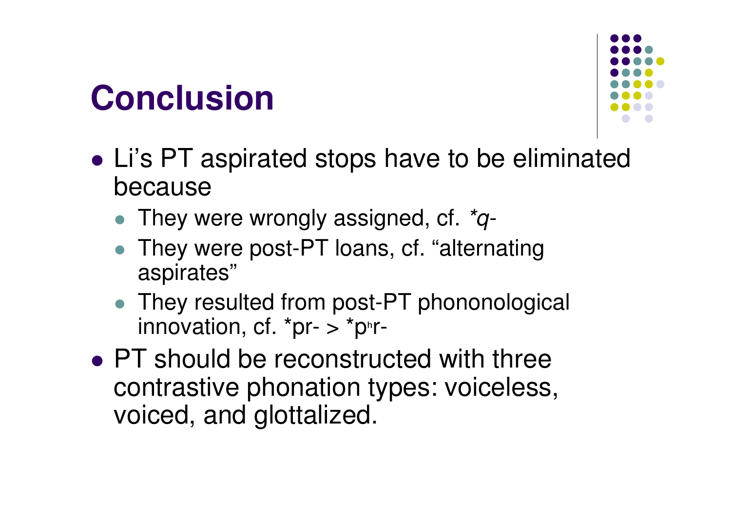# Conclusion

- Li's PT aspirated stops have to be eliminated because
  - They were wrongly assigned, cf. *\*q-*
  - They were post-PT loans, cf. "alternating aspirates"
  - They resulted from post-PT phononological innovation, cf. *pr- > *$p^h$r-
- PT should be reconstructed with three contrastive phonation types: voiceless, voiced, and glottalized.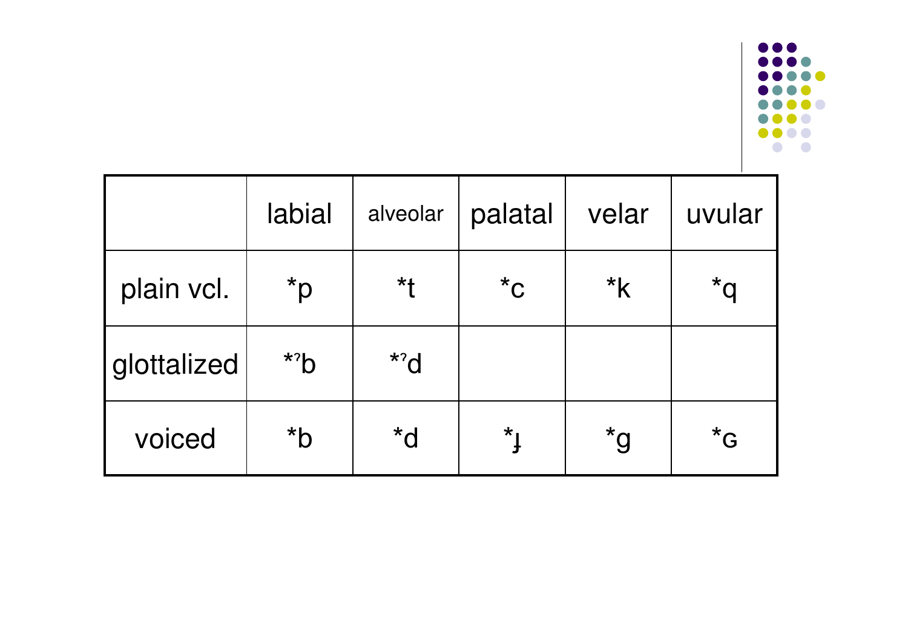| | labial | alveolar | palatal | velar | uvular |
|---|---|---|---|---|---|
| plain vcl. | *p | *t | *c | *k | *q |
| glottalized | *ˀb | *ˀd | | | |
| voiced | *b | *d | *ɟ | *g | *ɢ |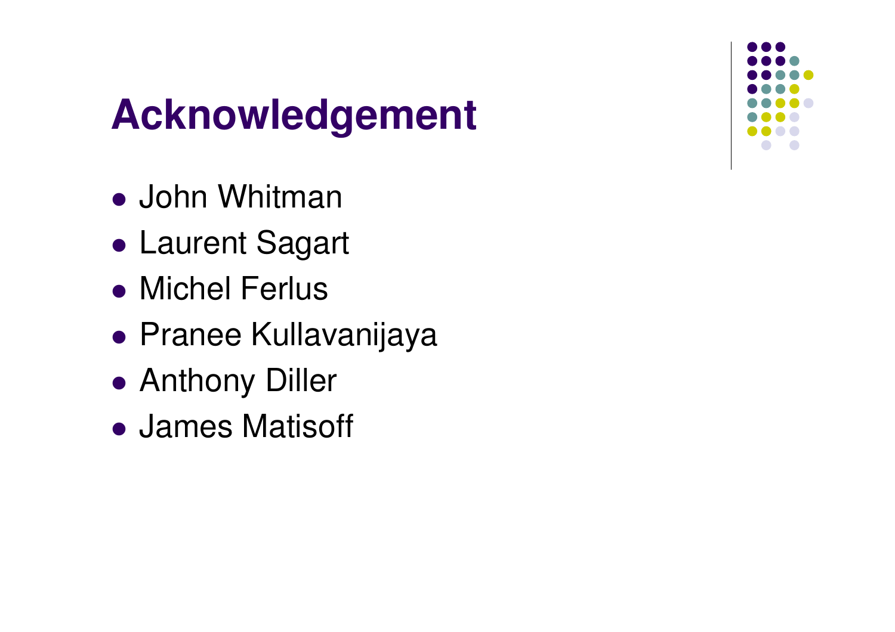# Acknowledgement

- John Whitman
- Laurent Sagart
- Michel Ferlus
- Pranee Kullavanijaya
- Anthony Diller
- James Matisoff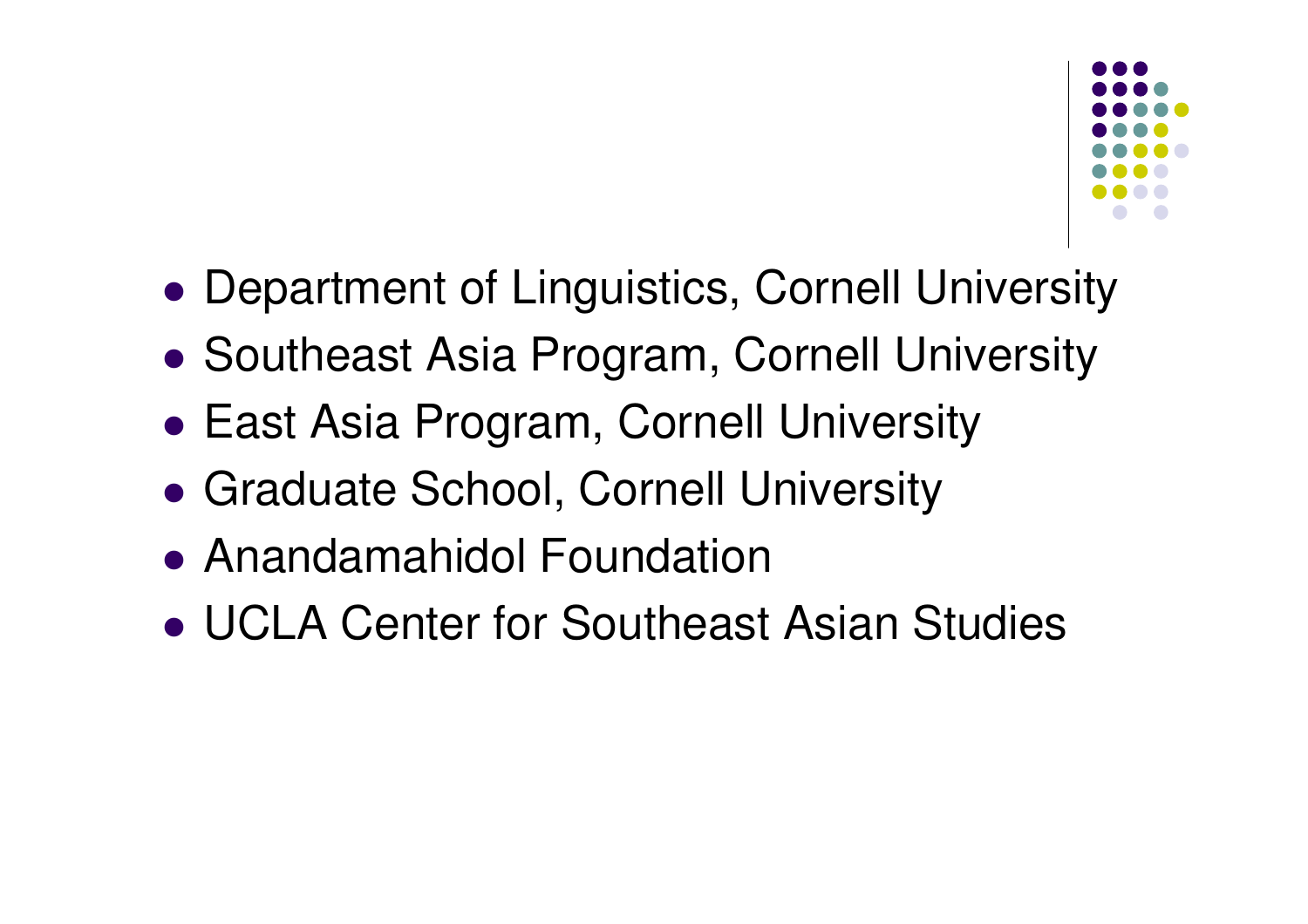- Department of Linguistics, Cornell University
- Southeast Asia Program, Cornell University
- East Asia Program, Cornell University
- Graduate School, Cornell University
- Anandamahidol Foundation
- UCLA Center for Southeast Asian Studies